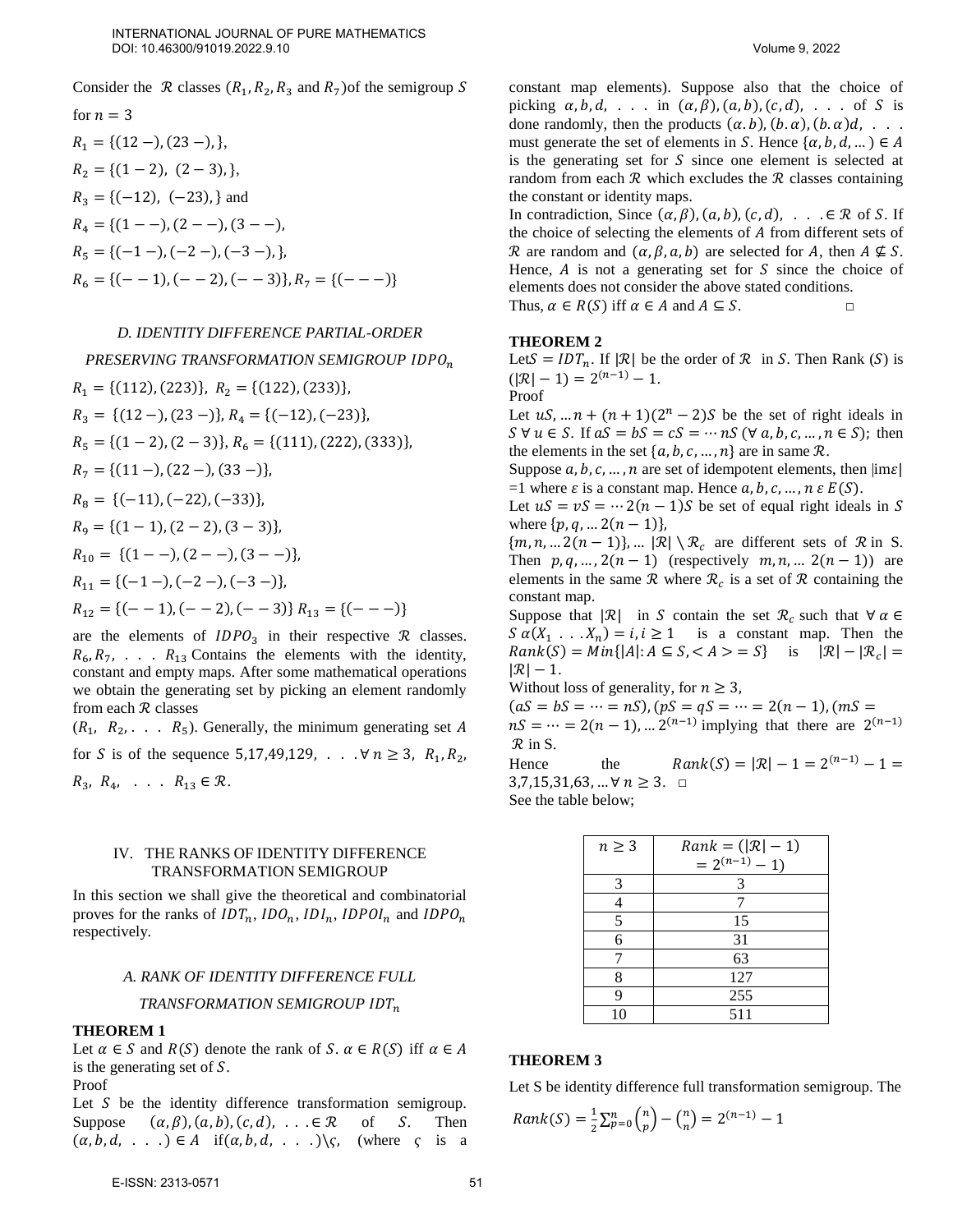Consider the $\mathcal{R}$ classes ($R_1, R_2, R_3$ and $R_7$)of the semigroup $S$ for $n = 3$

$R_1 = \{(12 -), (23 -), \}$,

$R_2 = \{(1 - 2),\ (2 - 3), \}$,

$R_3 = \{(-12),\ (-23), \}$ and

$R_4 = \{(1 - -), (2 - -), (3 - -)$,

$R_5 = \{(-1 -), (-2 -), (-3 -), \}$,

$R_6 = \{(- - 1), (- - 2), (- - 3)\}, R_7 = \{(- - -)\}$

### D. IDENTITY DIFFERENCE PARTIAL-ORDER PRESERVING TRANSFORMATION SEMIGROUP $IDPO_n$

$R_1 = \{(112), (223)\},\ R_2 = \{(122), (233)\}$,

$R_3 = \{(12 -), (23 -)\}, R_4 = \{(-12), (-23)\}$,

$R_5 = \{(1 - 2), (2 - 3)\}, R_6 = \{(111), (222), (333)\}$,

$R_7 = \{(11 -), (22 -), (33 -)\}$,

$R_8 = \{(-11), (-22), (-33)\}$,

$R_9 = \{(1 - 1), (2 - 2), (3 - 3)\}$,

$R_{10} = \{(1 - -), (2 - -), (3 - -)\}$,

$R_{11} = \{(-1 -), (-2 -), (-3 -)\}$,

$R_{12} = \{(- - 1), (- - 2), (- - 3)\}\ R_{13} = \{(- - -)\}$

are the elements of $IDPO_3$ in their respective $\mathcal{R}$ classes. $R_6, R_7, \ .\ .\ .\ R_{13}$ Contains the elements with the identity, constant and empty maps. After some mathematical operations we obtain the generating set by picking an element randomly from each $\mathcal{R}$ classes ($R_1,\ R_2, .\ .\ .\ R_5$). Generally, the minimum generating set $A$ for $S$ is of the sequence 5,17,49,129, . . . $\forall\, n \geq 3,\ R_1, R_2, R_3,\ R_4,\ .\ .\ .\ R_{13} \in \mathcal{R}$.

## IV. THE RANKS OF IDENTITY DIFFERENCE TRANSFORMATION SEMIGROUP

In this section we shall give the theoretical and combinatorial proves for the ranks of $IDT_n$, $IDO_n$, $IDI_n$, $IDPOI_n$ and $IDPO_n$ respectively.

### A. RANK OF IDENTITY DIFFERENCE FULL TRANSFORMATION SEMIGROUP $IDT_n$

**THEOREM 1**

Let $\alpha \in S$ and $R(S)$ denote the rank of $S$. $\alpha \in R(S)$ iff $\alpha \in A$ is the generating set of $S$.

Proof

Let $S$ be the identity difference transformation semigroup. Suppose $(\alpha, \beta), (a, b), (c, d),\ .\ .\ . \in \mathcal{R}$ of $S$. Then $(\alpha, b, d,\ .\ .\ .) \in A$ if$(\alpha, b, d,\ .\ .\ .)\backslash \varsigma$, (where $\varsigma$ is a constant map elements). Suppose also that the choice of picking $\alpha, b, d,\ .\ .\ .$ in $(\alpha, \beta), (a, b), (c, d),\ .\ .\ .$ of $S$ is done randomly, then the products $(\alpha.b), (b.\alpha), (b.\alpha)d,\ .\ .\ .$ must generate the set of elements in $S$. Hence $\{\alpha, b, d, \dots\} \in A$ is the generating set for $S$ since one element is selected at random from each $\mathcal{R}$ which excludes the $\mathcal{R}$ classes containing the constant or identity maps.

In contradiction, Since $(\alpha, \beta), (a, b), (c, d),\ .\ .\ . \in \mathcal{R}$ of $S$. If the choice of selecting the elements of $A$ from different sets of $\mathcal{R}$ are random and $(\alpha, \beta, a, b)$ are selected for $A$, then $A \nsubseteq S$. Hence, $A$ is not a generating set for $S$ since the choice of elements does not consider the above stated conditions.

Thus, $\alpha \in R(S)$ iff $\alpha \in A$ and $A \subseteq S$. □

**THEOREM 2**

Let$S = IDT_n$. If $|\mathcal{R}|$ be the order of $\mathcal{R}$ in $S$. Then Rank $(S)$ is $(|\mathcal{R}| - 1) = 2^{(n-1)} - 1$.

Proof

Let $uS, \dots n + (n + 1)(2^n - 2)S$ be the set of right ideals in $S\ \forall\ u \in S$. If $aS = bS = cS = \cdots nS\ (\forall\ a, b, c, \dots, n \in S)$; then the elements in the set $\{a, b, c, \dots, n\}$ are in same $\mathcal{R}$.

Suppose $a, b, c, \dots, n$ are set of idempotent elements, then $|\mathrm{im}\varepsilon|$ =1 where $\varepsilon$ is a constant map. Hence $a, b, c, \dots, n\ \varepsilon\ E(S)$.

Let $uS = vS = \cdots 2(n-1)S$ be set of equal right ideals in $S$ where $\{p, q, \dots 2(n-1)\}$,

$\{m, n, \dots 2(n-1)\}, \dots |\mathcal{R}| \setminus \mathcal{R}_c$ are different sets of $\mathcal{R}$ in S. Then $p, q, \dots, 2(n-1)$ (respectively $m, n, \dots 2(n-1)$) are elements in the same $\mathcal{R}$ where $\mathcal{R}_c$ is a set of $\mathcal{R}$ containing the constant map.

Suppose that $|\mathcal{R}|$ in $S$ contain the set $\mathcal{R}_c$ such that $\forall\ \alpha \in S\ \alpha(X_1\ .\ .\ .X_n) = i, i \geq 1$ is a constant map. Then the $Rank(S) = Min\{|A|: A \subseteq S, <A> = S\}$ is $|\mathcal{R}| - |\mathcal{R}_c| = |\mathcal{R}| - 1$.

Without loss of generality, for $n \geq 3$,

$(aS = bS = \cdots = nS), (pS = qS = \cdots = 2(n-1), (mS = nS = \cdots = 2(n-1), \dots 2^{(n-1)}$ implying that there are $2^{(n-1)}$ $\mathcal{R}$ in S.

Hence the $Rank(S) = |\mathcal{R}| - 1 = 2^{(n-1)} - 1 = 3, 7, 15, 31, 63, \dots \forall\ n \geq 3$. □

See the table below;

| $n \geq 3$ | $Rank = (\lvert\mathcal{R}\rvert - 1) = 2^{(n-1)} - 1)$ |
|---|---|
| 3 | 3 |
| 4 | 7 |
| 5 | 15 |
| 6 | 31 |
| 7 | 63 |
| 8 | 127 |
| 9 | 255 |
| 10 | 511 |

**THEOREM 3**

Let S be identity difference full transformation semigroup. The

$$Rank(S) = \frac{1}{2}\sum_{p=0}^{n}\binom{n}{p} - \binom{n}{n} = 2^{(n-1)} - 1$$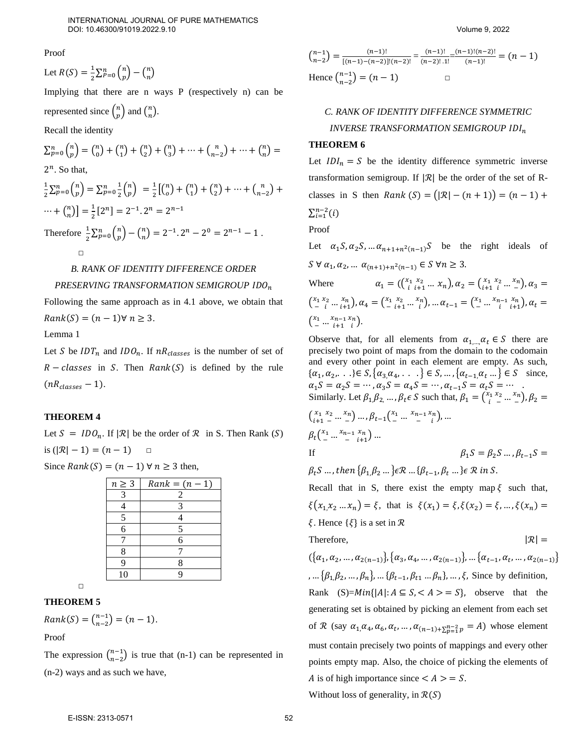Proof

Let $R(S) = \frac{1}{2}\sum_{P=0}^{n}\binom{n}{p} - \binom{n}{n}$

Implying that there are n ways P (respectively n) can be represented since $\binom{n}{p}$ and $\binom{n}{n}$.

Recall the identity

$\sum_{p=0}^{n}\binom{n}{p} = \binom{n}{0} + \binom{n}{1} + \binom{n}{2} + \binom{n}{3} + \cdots + \binom{n}{n-2} + \cdots + \binom{n}{n} = 2^n$. So that,

$\frac{1}{2}\sum_{p=0}^{n}\binom{n}{p} = \sum_{p=0}^{n}\frac{1}{2}\binom{n}{p} = \frac{1}{2}\left[\binom{n}{o} + \binom{n}{1} + \binom{n}{2} + \cdots + \binom{n}{n-2} + \cdots + \binom{n}{n}\right] = \frac{1}{2}[2^n] = 2^{-1}.2^n = 2^{n-1}$

Therefore $\frac{1}{2}\sum_{p=0}^{n}\binom{n}{p} - \binom{n}{n} = 2^{-1}.2^n - 2^0 = 2^{n-1} - 1$ .

□

### *B. RANK OF IDENTITY DIFFERENCE ORDER PRESERVING TRANSFORMATION SEMIGROUP $IDO_n$*

Following the same approach as in 4.1 above, we obtain that $Rank(S) = (n-1) \forall\, n \geq 3$.

Lemma 1

Let $S$ be $IDT_n$ and $IDO_n$. If $nR_{classes}$ is the number of set of $R - classes$ in $S$. Then $Rank(S)$ is defined by the rule $(nR_{classes} - 1)$.

**THEOREM 4**

Let $S = IDO_n$. If $|\mathcal{R}|$ be the order of $\mathcal{R}$ in S. Then Rank $(S)$ is $(|\mathcal{R}| - 1) = (n-1)$ □

Since $Rank(S) = (n-1)\ \forall\, n \geq 3$ then,

| $n \geq 3$ | $Rank = (n-1)$ |
|---|---|
| 3 | 2 |
| 4 | 3 |
| 5 | 4 |
| 6 | 5 |
| 7 | 6 |
| 8 | 7 |
| 9 | 8 |
| 10 | 9 |

□

**THEOREM 5**

$Rank(S) = \binom{n-1}{n-2} = (n-1)$.

Proof

The expression $\binom{n-1}{n-2}$ is true that (n-1) can be represented in (n-2) ways and as such we have,

$\binom{n-1}{n-2} = \frac{(n-1)!}{[(n-1)-(n-2)]!(n-2)!} = \frac{(n-1)!}{(n-2)!.1!} = \frac{(n-1)!(n-2)!}{(n-1)!} = (n-1)$

Hence $\binom{n-1}{n-2} = (n-1)$ □

### *C. RANK OF IDENTITY DIFFERENCE SYMMETRIC INVERSE TRANSFORMATION SEMIGROUP $IDI_n$*

**THEOREM 6**

Let $IDI_n = S$ be the identity difference symmetric inverse transformation semigroup. If $|\mathcal{R}|$ be the order of the set of R-classes in S then $Rank\ (S) = \left(|\mathcal{R}| - (n+1)\right) = (n-1) + \sum_{i=1}^{n-2}(i)$

Proof

Let $\alpha_1 S, \alpha_2 S, \ldots \alpha_{n+1+n^2(n-1)} S$ be the right ideals of $S\ \forall\ \alpha_1, \alpha_2, \ldots\ \alpha_{(n+1)+n^2(n-1)} \in S\ \forall n \geq 3$.

Where $\alpha_1 = (\begin{pmatrix} x_1 & x_2 & \ldots & x_n \\ i & i+1 & & \end{pmatrix}, \alpha_2 = \begin{pmatrix} x_1 & x_2 & \ldots & x_n \\ i+1 & i & & - \end{pmatrix}, \alpha_3 = \begin{pmatrix} x_1 & x_2 & \ldots & x_n \\ - & i & & i+1 \end{pmatrix}, \alpha_4 = \begin{pmatrix} x_1 & x_2 & \ldots & x_n \\ - & i+1 & & i \end{pmatrix}, \ldots \alpha_{t-1} = \begin{pmatrix} x_1 & \ldots & x_{n-1} & x_n \\ - & & i & i+1 \end{pmatrix}, \alpha_t = \begin{pmatrix} x_1 & \ldots & x_{n-1} & x_n \\ - & & i+1 & i \end{pmatrix}$.

Observe that, for all elements from $\alpha_{1,\ldots,}\alpha_t \in S$ there are precisely two point of maps from the domain to the codomain and every other point in each element are empty. As such, $\{\alpha_1, \alpha_2, \ldots\} \in S, \{\alpha_3, \alpha_4, \ldots\} \in S, \ldots, \{\alpha_{t-1,}\alpha_t \ldots\} \in S$ since, $\alpha_1 S = \alpha_2 S = \cdots, \alpha_3 S = \alpha_4 S = \cdots, \alpha_{t-1} S = \alpha_t S = \cdots$ .

Similarly. Let $\beta_{1,}\beta_{2,} \ldots, \beta_t \epsilon\, S$ such that, $\beta_1 = \begin{pmatrix} x_1 & x_2 & \ldots & x_n \\ i & - & & - \end{pmatrix}, \beta_2 = \begin{pmatrix} x_1 & x_2 & \ldots & x_n \\ i+1 & - & & - \end{pmatrix} \ldots, \beta_{t-1}\begin{pmatrix} x_1 & \ldots & x_{n-1} & x_n \\ - & & - & i \end{pmatrix}, \ldots$

$\beta_t\begin{pmatrix} x_1 & \ldots & x_{n-1} & x_n \\ - & & - & i+1 \end{pmatrix} \ldots$

If $\beta_1 S = \beta_2 S \ldots, \beta_{t-1} S = \beta_t S \ldots, then\ \{\beta_{1,}\beta_2 \ldots\} \epsilon \mathcal{R} \ldots \{\beta_{t-1}, \beta_t \ldots\} \epsilon\ \mathcal{R}\ in\ S.$

Recall that in S, there exist the empty map $\xi$ such that, $\xi(x_{1,}x_2 \ldots x_n) = \xi$, that is $\xi(x_1) = \xi, \xi(x_2) = \xi, \ldots, \xi(x_n) = \xi$. Hence $\{\xi\}$ is a set in $\mathcal{R}$

Therefore, $|\mathcal{R}| = (\{\alpha_1, \alpha_2, \ldots, \alpha_{2(n-1)}\}, \{\alpha_3, \alpha_4, \ldots, \alpha_{2(n-1)}\}, \ldots \{\alpha_{t-1}, \alpha_t, \ldots, \alpha_{2(n-1)}\}, \ldots \{\beta_{1,}\beta_2, \ldots, \beta_n\}, \ldots \{\beta_{t-1}, \beta_{t1} \ldots \beta_n\}, \ldots, \xi$, Since by definition, Rank $(S) = Min\{|A|: A \subseteq S, < A >= S\}$, observe that the generating set is obtained by picking an element from each set of $\mathcal{R}$ (say $\alpha_{1,}\alpha_4, \alpha_6, \alpha_t, \ldots, \alpha_{(n-1)+\sum_{p=1}^{n-2} p} = A$) whose element must contain precisely two points of mappings and every other points empty map. Also, the choice of picking the elements of $A$ is of high importance since $< A >= S$.

Without loss of generality, in $\mathcal{R}(S)$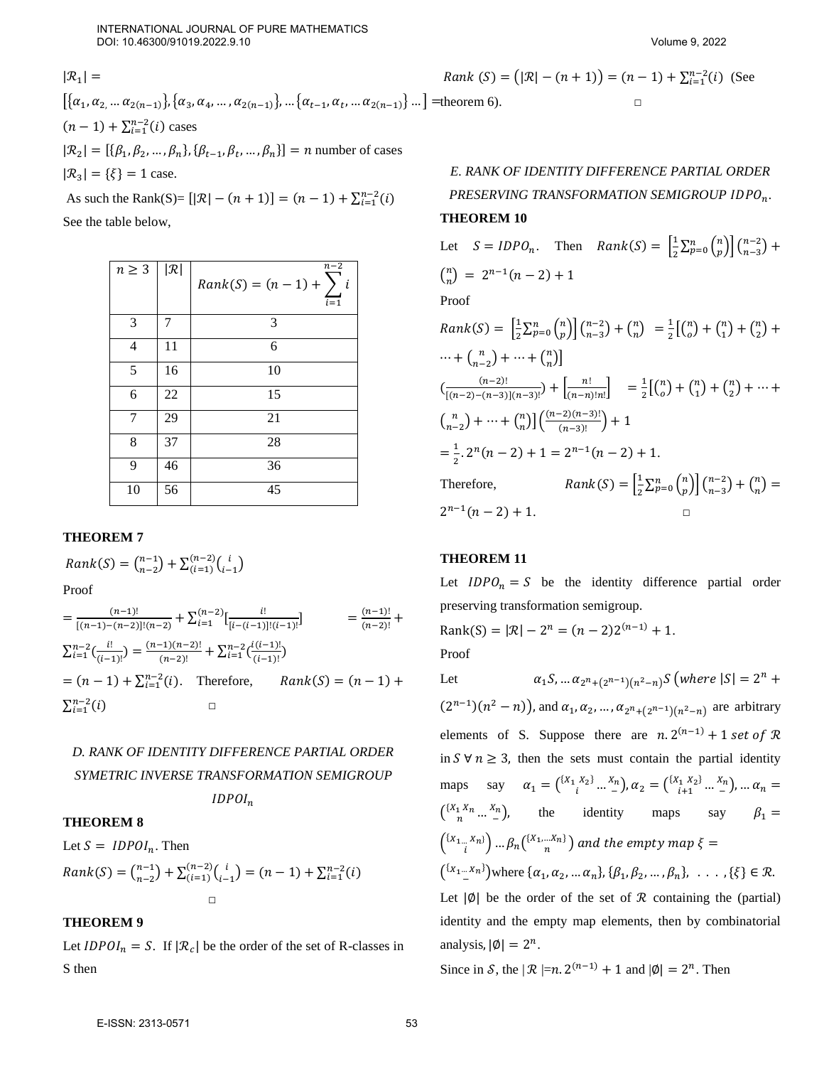$|\mathcal{R}_1| = [\{\alpha_1, \alpha_{2,} \ldots \alpha_{2(n-1)}\}, \{\alpha_3, \alpha_4, \ldots, \alpha_{2(n-1)}\}, \ldots \{\alpha_{t-1}, \alpha_t, \ldots \alpha_{2(n-1)}\} \ldots] = (n-1) + \sum_{i=1}^{n-2}(i)$ cases

$|\mathcal{R}_2| = [\{\beta_1, \beta_2, \ldots, \beta_n\}, \{\beta_{t-1}, \beta_t, \ldots, \beta_n\}] = n$ number of cases

$|\mathcal{R}_3| = \{\xi\} = 1$ case.

As such the Rank(S)= $[|\mathcal{R}| - (n+1)] = (n-1) + \sum_{i=1}^{n-2}(i)$

See the table below,

| $n \geq 3$ | $\lvert\mathcal{R}\rvert$ | $Rank(S) = (n-1) + \sum_{i=1}^{n-2} i$ |
|---|---|---|
| 3 | 7 | 3 |
| 4 | 11 | 6 |
| 5 | 16 | 10 |
| 6 | 22 | 15 |
| 7 | 29 | 21 |
| 8 | 37 | 28 |
| 9 | 46 | 36 |
| 10 | 56 | 45 |

**THEOREM 7**

$Rank(S) = \binom{n-1}{n-2} + \sum_{(i=1)}^{(n-2)} \binom{i}{i-1}$

Proof

$= \frac{(n-1)!}{[(n-1)-(n-2)]!(n-2)} + \sum_{i=1}^{(n-2)} [\frac{i!}{[i-(i-1)]!(i-1)!}] \qquad = \frac{(n-1)!}{(n-2)!} + \sum_{i=1}^{n-2} (\frac{i!}{(i-1)!}) = \frac{(n-1)(n-2)!}{(n-2)!} + \sum_{i=1}^{n-2} (\frac{i(i-1)!}{(i-1)!})$

$= (n-1) + \sum_{i=1}^{n-2}(i)$. Therefore, $\quad Rank(S) = (n-1) + \sum_{i=1}^{n-2}(i)$ □

### D. RANK OF IDENTITY DIFFERENCE PARTIAL ORDER SYMETRIC INVERSE TRANSFORMATION SEMIGROUP $IDPOI_n$

**THEOREM 8**

Let $S = IDPOI_n$. Then

$Rank(S) = \binom{n-1}{n-2} + \sum_{(i=1)}^{(n-2)} \binom{i}{i-1} = (n-1) + \sum_{i=1}^{n-2}(i)$

□

**THEOREM 9**

Let $IDPOI_n = S$. If $|\mathcal{R}_c|$ be the order of the set of R-classes in S then

$Rank\ (S) = (|\mathcal{R}| - (n+1)) = (n-1) + \sum_{i=1}^{n-2}(i)$ (See theorem 6). □

### E. RANK OF IDENTITY DIFFERENCE PARTIAL ORDER PRESERVING TRANSFORMATION SEMIGROUP $IDPO_n$.

**THEOREM 10**

Let $S = IDPO_n$. Then $Rank(S) = \left[\frac{1}{2}\sum_{p=0}^{n}\binom{n}{p}\right]\binom{n-2}{n-3} + \binom{n}{n} = 2^{n-1}(n-2) + 1$

Proof

$Rank(S) = \left[\frac{1}{2}\sum_{p=0}^{n}\binom{n}{p}\right]\binom{n-2}{n-3} + \binom{n}{n} = \frac{1}{2}\left[\binom{n}{o} + \binom{n}{1} + \binom{n}{2} + \cdots + \binom{n}{n-2} + \cdots + \binom{n}{n}\right]$

$(\frac{(n-2)!}{[(n-2)-(n-3)](n-3)!}) + \left[\frac{n!}{(n-n)!n!}\right] \quad = \frac{1}{2}\left[\binom{n}{o} + \binom{n}{1} + \binom{n}{2} + \cdots + \binom{n}{n-2} + \cdots + \binom{n}{n}\right]\left(\frac{(n-2)(n-3)!}{(n-3)!}\right) + 1$

$= \frac{1}{2}.2^n(n-2) + 1 = 2^{n-1}(n-2) + 1.$

Therefore, $\quad Rank(S) = \left[\frac{1}{2}\sum_{p=0}^{n}\binom{n}{p}\right]\binom{n-2}{n-3} + \binom{n}{n} = 2^{n-1}(n-2) + 1.$ □

**THEOREM 11**

Let $IDPO_n = S$ be the identity difference partial order preserving transformation semigroup.

Rank(S) = $|\mathcal{R}| - 2^n = (n-2)2^{(n-1)} + 1.$

Proof

Let $\alpha_1 S, \ldots \alpha_{2^n+(2^{n-1})(n^2-n)} S$ $(where\ |S| = 2^n + (2^{n-1})(n^2-n))$, and $\alpha_1, \alpha_2, \ldots, \alpha_{2^n+(2^{n-1})(n^2-n)}$ are arbitrary elements of S. Suppose there are $n.2^{(n-1)} + 1\ set\ of\ \mathcal{R}$ in $S\ \forall\ n \geq 3$, then the sets must contain the partial identity maps say $\alpha_1 = \binom{\{x_1\ x_2\}\ \ldots\ x_n}{i\ \ldots\ -}, \alpha_2 = \binom{\{x_1\ x_2\}\ \ldots\ x_n}{i+1\ \ldots\ -}, \ldots \alpha_n = \binom{\{x_1\ x_n\ \ldots\ x_n}{n\ \ldots\ -}$, the identity maps say $\beta_1 = \binom{\{x_{1\ldots}\ x_n\}}{i} \ldots \beta_n \binom{\{x_1,\ldots x_n\}}{n}$ *and the empty map* $\xi = \binom{\{x_{1\ldots}\ x_n\}}{-}$ where $\{\alpha_1, \alpha_2, \ldots \alpha_n\}, \{\beta_1, \beta_2, \ldots, \beta_n\}, \ \ldots, \{\xi\} \in \mathcal{R}$.

Let $|\emptyset|$ be the order of the set of $\mathcal{R}$ containing the (partial) identity and the empty map elements, then by combinatorial analysis, $|\emptyset| = 2^n$.

Since in $\mathcal{S}$, the $|\mathcal{R}| = n.2^{(n-1)} + 1$ and $|\emptyset| = 2^n$. Then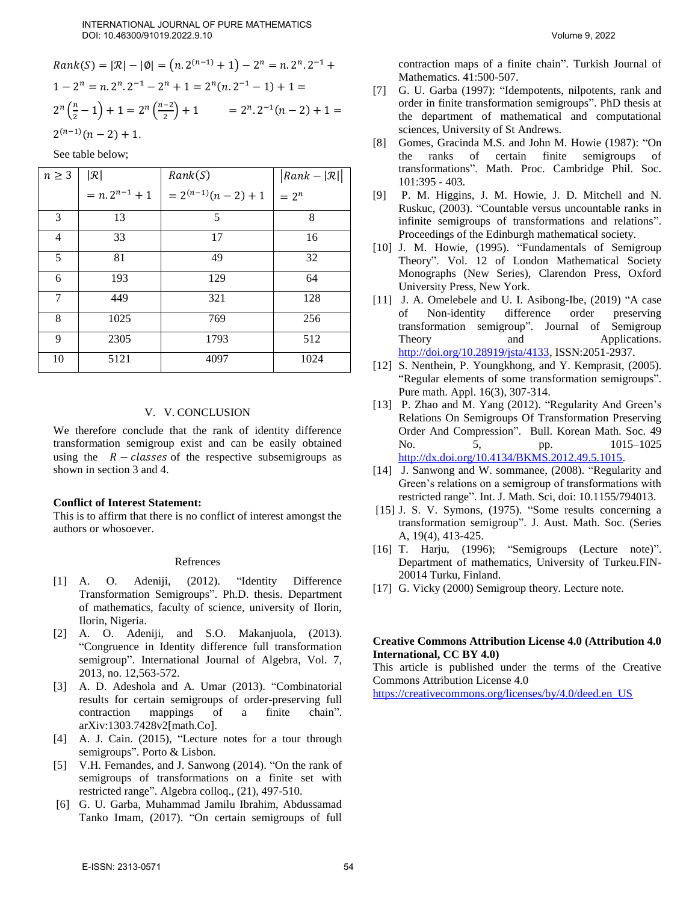$Rank(S) = |\mathcal{R}| - |\emptyset| = (n.2^{(n-1)} + 1) - 2^n = n.2^n.2^{-1} + 1 - 2^n = n.2^n.2^{-1} - 2^n + 1 = 2^n(n.2^{-1} - 1) + 1 = 2^n\left(\frac{n}{2} - 1\right) + 1 = 2^n\left(\frac{n-2}{2}\right) + 1 \qquad = 2^n.2^{-1}(n-2) + 1 = 2^{(n-1)}(n-2) + 1.$

See table below;

| $n \geq 3$ | $\|\mathcal{R}\|$ $= n.2^{n-1} + 1$ | $Rank(S)$ $= 2^{(n-1)}(n-2) + 1$ | $\|Rank - \|\mathcal{R}\|\|$ $= 2^n$ |
|---|---|---|---|
| 3 | 13 | 5 | 8 |
| 4 | 33 | 17 | 16 |
| 5 | 81 | 49 | 32 |
| 6 | 193 | 129 | 64 |
| 7 | 449 | 321 | 128 |
| 8 | 1025 | 769 | 256 |
| 9 | 2305 | 1793 | 512 |
| 10 | 5121 | 4097 | 1024 |

## V. V. CONCLUSION

We therefore conclude that the rank of identity difference transformation semigroup exist and can be easily obtained using the $R - classes$ of the respective subsemigroups as shown in section 3 and 4.

**Conflict of Interest Statement:**
This is to affirm that there is no conflict of interest amongst the authors or whosoever.

### Refrences

[1] A. O. Adeniji, (2012). "Identity Difference Transformation Semigroups". Ph.D. thesis. Department of mathematics, faculty of science, university of Ilorin, Ilorin, Nigeria.

[2] A. O. Adeniji, and S.O. Makanjuola, (2013). "Congruence in Identity difference full transformation semigroup". International Journal of Algebra, Vol. 7, 2013, no. 12,563-572.

[3] A. D. Adeshola and A. Umar (2013). "Combinatorial results for certain semigroups of order-preserving full contraction mappings of a finite chain". arXiv:1303.7428v2[math.Co].

[4] A. J. Cain. (2015), "Lecture notes for a tour through semigroups". Porto & Lisbon.

[5] V.H. Fernandes, and J. Sanwong (2014). "On the rank of semigroups of transformations on a finite set with restricted range". Algebra colloq., (21), 497-510.

[6] G. U. Garba, Muhammad Jamilu Ibrahim, Abdussamad Tanko Imam, (2017). "On certain semigroups of full contraction maps of a finite chain". Turkish Journal of Mathematics. 41:500-507.

[7] G. U. Garba (1997): "Idempotents, nilpotents, rank and order in finite transformation semigroups". PhD thesis at the department of mathematical and computational sciences, University of St Andrews.

[8] Gomes, Gracinda M.S. and John M. Howie (1987): "On the ranks of certain finite semigroups of transformations". Math. Proc. Cambridge Phil. Soc. 101:395 - 403.

[9] P. M. Higgins, J. M. Howie, J. D. Mitchell and N. Ruskuc, (2003). "Countable versus uncountable ranks in infinite semigroups of transformations and relations". Proceedings of the Edinburgh mathematical society.

[10] J. M. Howie, (1995). "Fundamentals of Semigroup Theory". Vol. 12 of London Mathematical Society Monographs (New Series), Clarendon Press, Oxford University Press, New York.

[11] J. A. Omelebele and U. I. Asibong-Ibe, (2019) "A case of Non-identity difference order preserving transformation semigroup". Journal of Semigroup Theory and Applications. http://doi.org/10.28919/jsta/4133, ISSN:2051-2937.

[12] S. Nenthein, P. Youngkhong, and Y. Kemprasit, (2005). "Regular elements of some transformation semigroups". Pure math. Appl. 16(3), 307-314.

[13] P. Zhao and M. Yang (2012). "Regularity And Green's Relations On Semigroups Of Transformation Preserving Order And Compression". Bull. Korean Math. Soc. 49 No. 5, pp. 1015–1025 http://dx.doi.org/10.4134/BKMS.2012.49.5.1015.

[14] J. Sanwong and W. sommanee, (2008). "Regularity and Green's relations on a semigroup of transformations with restricted range". Int. J. Math. Sci, doi: 10.1155/794013.

[15] J. S. V. Symons, (1975). "Some results concerning a transformation semigroup". J. Aust. Math. Soc. (Series A, 19(4), 413-425.

[16] T. Harju, (1996); "Semigroups (Lecture note)". Department of mathematics, University of Turkeu.FIN-20014 Turku, Finland.

[17] G. Vicky (2000) Semigroup theory. Lecture note.

**Creative Commons Attribution License 4.0 (Attribution 4.0 International, CC BY 4.0)**

This article is published under the terms of the Creative Commons Attribution License 4.0
https://creativecommons.org/licenses/by/4.0/deed.en_US